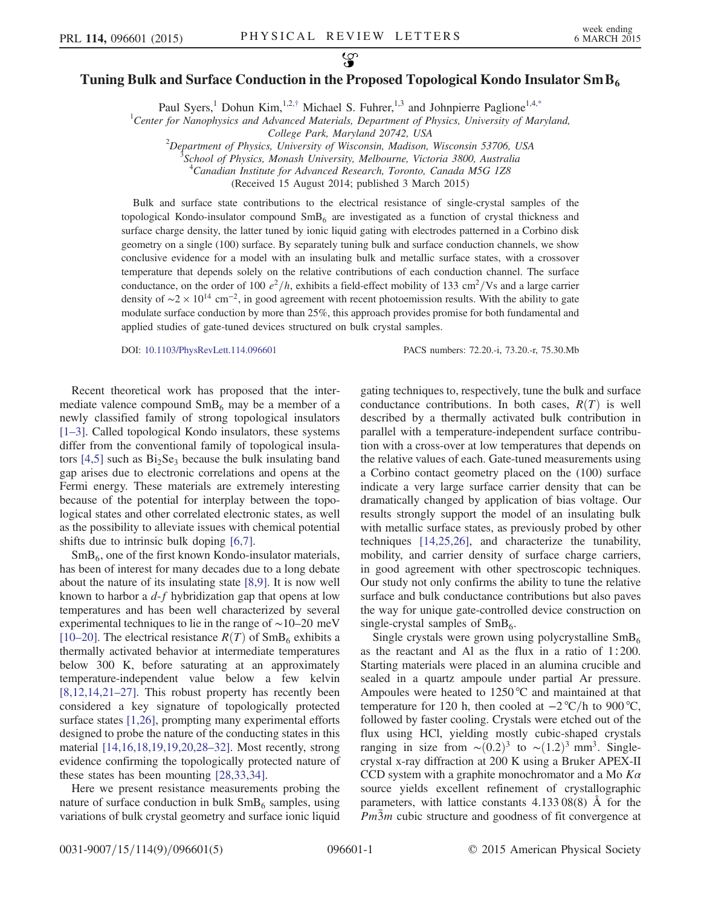# Tuning Bulk and Surface Conduction in the Proposed Topological Kondo Insulator $SmB_6$

Paul Syers,[1] Dohun Kim,[1,2,†] Michael S. Fuhrer,[1,3] and Johnpierre Paglione[1,4,*]

[1] Center for Nanophysics and Advanced Materials, Department of Physics, University of Maryland, College Park, Maryland 20742, USA

[2] Department of Physics, University of Wisconsin, Madison, Wisconsin 53706, USA

[3] School of Physics, Monash University, Melbourne, Victoria 3800, Australia

[4] Canadian Institute for Advanced Research, Toronto, Canada M5G 1Z8

(Received 15 August 2014; published 3 March 2015)

Bulk and surface state contributions to the electrical resistance of single-crystal samples of the topological Kondo-insulator compound $SmB_6$ are investigated as a function of crystal thickness and surface charge density, the latter tuned by ionic liquid gating with electrodes patterned in a Corbino disk geometry on a single (100) surface. By separately tuning bulk and surface conduction channels, we show conclusive evidence for a model with an insulating bulk and metallic surface states, with a crossover temperature that depends solely on the relative contributions of each conduction channel. The surface conductance, on the order of 100 $e^2/h$, exhibits a field-effect mobility of 133 $cm^2/Vs$ and a large carrier density of $\sim 2 \times 10^{14}$ $cm^{-2}$, in good agreement with recent photoemission results. With the ability to gate modulate surface conduction by more than 25%, this approach provides promise for both fundamental and applied studies of gate-tuned devices structured on bulk crystal samples.

DOI: 10.1103/PhysRevLett.114.096601 PACS numbers: 72.20.-i, 73.20.-r, 75.30.Mb

Recent theoretical work has proposed that the intermediate valence compound $SmB_6$ may be a member of a newly classified family of strong topological insulators [1–3]. Called topological Kondo insulators, these systems differ from the conventional family of topological insulators [4,5] such as $Bi_2Se_3$ because the bulk insulating band gap arises due to electronic correlations and opens at the Fermi energy. These materials are extremely interesting because of the potential for interplay between the topological states and other correlated electronic states, as well as the possibility to alleviate issues with chemical potential shifts due to intrinsic bulk doping [6,7].

$SmB_6$, one of the first known Kondo-insulator materials, has been of interest for many decades due to a long debate about the nature of its insulating state [8,9]. It is now well known to harbor a $d$-$f$ hybridization gap that opens at low temperatures and has been well characterized by several experimental techniques to lie in the range of ∼10–20 meV [10–20]. The electrical resistance $R(T)$ of $SmB_6$ exhibits a thermally activated behavior at intermediate temperatures below 300 K, before saturating at an approximately temperature-independent value below a few kelvin [8,12,14,21–27]. This robust property has recently been considered a key signature of topologically protected surface states [1,26], prompting many experimental efforts designed to probe the nature of the conducting states in this material [14,16,18,19,19,20,28–32]. Most recently, strong evidence confirming the topologically protected nature of these states has been mounting [28,33,34].

Here we present resistance measurements probing the nature of surface conduction in bulk $SmB_6$ samples, using variations of bulk crystal geometry and surface ionic liquid gating techniques to, respectively, tune the bulk and surface conductance contributions. In both cases, $R(T)$ is well described by a thermally activated bulk contribution in parallel with a temperature-independent surface contribution with a cross-over at low temperatures that depends on the relative values of each. Gate-tuned measurements using a Corbino contact geometry placed on the (100) surface indicate a very large surface carrier density that can be dramatically changed by application of bias voltage. Our results strongly support the model of an insulating bulk with metallic surface states, as previously probed by other techniques [14,25,26], and characterize the tunability, mobility, and carrier density of surface charge carriers, in good agreement with other spectroscopic techniques. Our study not only confirms the ability to tune the relative surface and bulk conductance contributions but also paves the way for unique gate-controlled device construction on single-crystal samples of $SmB_6$.

Single crystals were grown using polycrystalline $SmB_6$ as the reactant and Al as the flux in a ratio of 1:200. Starting materials were placed in an alumina crucible and sealed in a quartz ampoule under partial Ar pressure. Ampoules were heated to 1250 °C and maintained at that temperature for 120 h, then cooled at −2 °C/h to 900 °C, followed by faster cooling. Crystals were etched out of the flux using HCl, yielding mostly cubic-shaped crystals ranging in size from $\sim(0.2)^3$ to $\sim(1.2)^3$ $mm^3$. Single-crystal x-ray diffraction at 200 K using a Bruker APEX-II CCD system with a graphite monochromator and a Mo $K\alpha$ source yields excellent refinement of crystallographic parameters, with lattice constants 4.133 08(8) Å for the $Pm\bar{3}m$ cubic structure and goodness of fit convergence at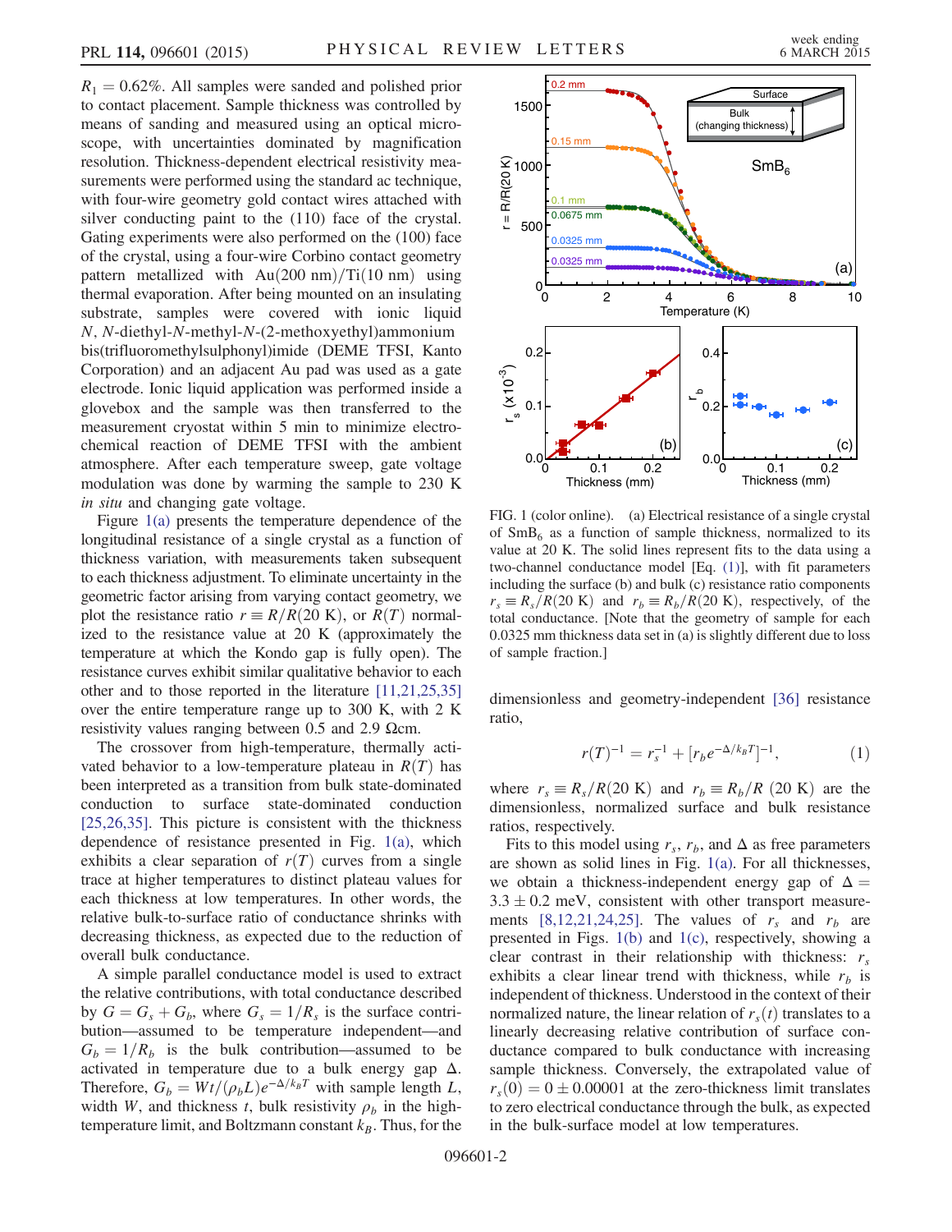$R_1 = 0.62\%$. All samples were sanded and polished prior to contact placement. Sample thickness was controlled by means of sanding and measured using an optical microscope, with uncertainties dominated by magnification resolution. Thickness-dependent electrical resistivity measurements were performed using the standard ac technique, with four-wire geometry gold contact wires attached with silver conducting paint to the (110) face of the crystal. Gating experiments were also performed on the (100) face of the crystal, using a four-wire Corbino contact geometry pattern metallized with Au(200 nm)/Ti(10 nm) using thermal evaporation. After being mounted on an insulating substrate, samples were covered with ionic liquid *N*, *N*-diethyl-*N*-methyl-*N*-(2-methoxyethyl)ammonium bis(trifluoromethylsulphonyl)imide (DEME TFSI, Kanto Corporation) and an adjacent Au pad was used as a gate electrode. Ionic liquid application was performed inside a glovebox and the sample was then transferred to the measurement cryostat within 5 min to minimize electrochemical reaction of DEME TFSI with the ambient atmosphere. After each temperature sweep, gate voltage modulation was done by warming the sample to 230 K *in situ* and changing gate voltage.

Figure 1(a) presents the temperature dependence of the longitudinal resistance of a single crystal as a function of thickness variation, with measurements taken subsequent to each thickness adjustment. To eliminate uncertainty in the geometric factor arising from varying contact geometry, we plot the resistance ratio $r \equiv R/R(20\text{ K})$, or $R(T)$ normalized to the resistance value at 20 K (approximately the temperature at which the Kondo gap is fully open). The resistance curves exhibit similar qualitative behavior to each other and to those reported in the literature [11,21,25,35] over the entire temperature range up to 300 K, with 2 K resistivity values ranging between 0.5 and 2.9 Ωcm.

The crossover from high-temperature, thermally activated behavior to a low-temperature plateau in $R(T)$ has been interpreted as a transition from bulk state-dominated conduction to surface state-dominated conduction [25,26,35]. This picture is consistent with the thickness dependence of resistance presented in Fig. 1(a), which exhibits a clear separation of $r(T)$ curves from a single trace at higher temperatures to distinct plateau values for each thickness at low temperatures. In other words, the relative bulk-to-surface ratio of conductance shrinks with decreasing thickness, as expected due to the reduction of overall bulk conductance.

A simple parallel conductance model is used to extract the relative contributions, with total conductance described by $G = G_s + G_b$, where $G_s = 1/R_s$ is the surface contribution—assumed to be temperature independent—and $G_b = 1/R_b$ is the bulk contribution—assumed to be activated in temperature due to a bulk energy gap $\Delta$. Therefore, $G_b = Wt/(\rho_b L)e^{-\Delta/k_B T}$ with sample length $L$, width $W$, and thickness $t$, bulk resistivity $\rho_b$ in the high-temperature limit, and Boltzmann constant $k_B$. Thus, for the dimensionless and geometry-independent [36] resistance ratio,

$$r(T)^{-1} = r_s^{-1} + [r_b e^{-\Delta/k_B T}]^{-1}, \qquad (1)$$

where $r_s \equiv R_s/R(20\text{ K})$ and $r_b \equiv R_b/R\ (20\text{ K})$ are the dimensionless, normalized surface and bulk resistance ratios, respectively.

Fits to this model using $r_s$, $r_b$, and $\Delta$ as free parameters are shown as solid lines in Fig. 1(a). For all thicknesses, we obtain a thickness-independent energy gap of $\Delta = 3.3 \pm 0.2$ meV, consistent with other transport measurements [8,12,21,24,25]. The values of $r_s$ and $r_b$ are presented in Figs. 1(b) and 1(c), respectively, showing a clear contrast in their relationship with thickness: $r_s$ exhibits a clear linear trend with thickness, while $r_b$ is independent of thickness. Understood in the context of their normalized nature, the linear relation of $r_s(t)$ translates to a linearly decreasing relative contribution of surface conductance compared to bulk conductance with increasing sample thickness. Conversely, the extrapolated value of $r_s(0) = 0 \pm 0.00001$ at the zero-thickness limit translates to zero electrical conductance through the bulk, as expected in the bulk-surface model at low temperatures.

FIG. 1 (color online). (a) Electrical resistance of a single crystal of $SmB_6$ as a function of sample thickness, normalized to its value at 20 K. The solid lines represent fits to the data using a two-channel conductance model [Eq. (1)], with fit parameters including the surface (b) and bulk (c) resistance ratio components $r_s \equiv R_s/R(20\text{ K})$ and $r_b \equiv R_b/R(20\text{ K})$, respectively, of the total conductance. [Note that the geometry of sample for each 0.0325 mm thickness data set in (a) is slightly different due to loss of sample fraction.]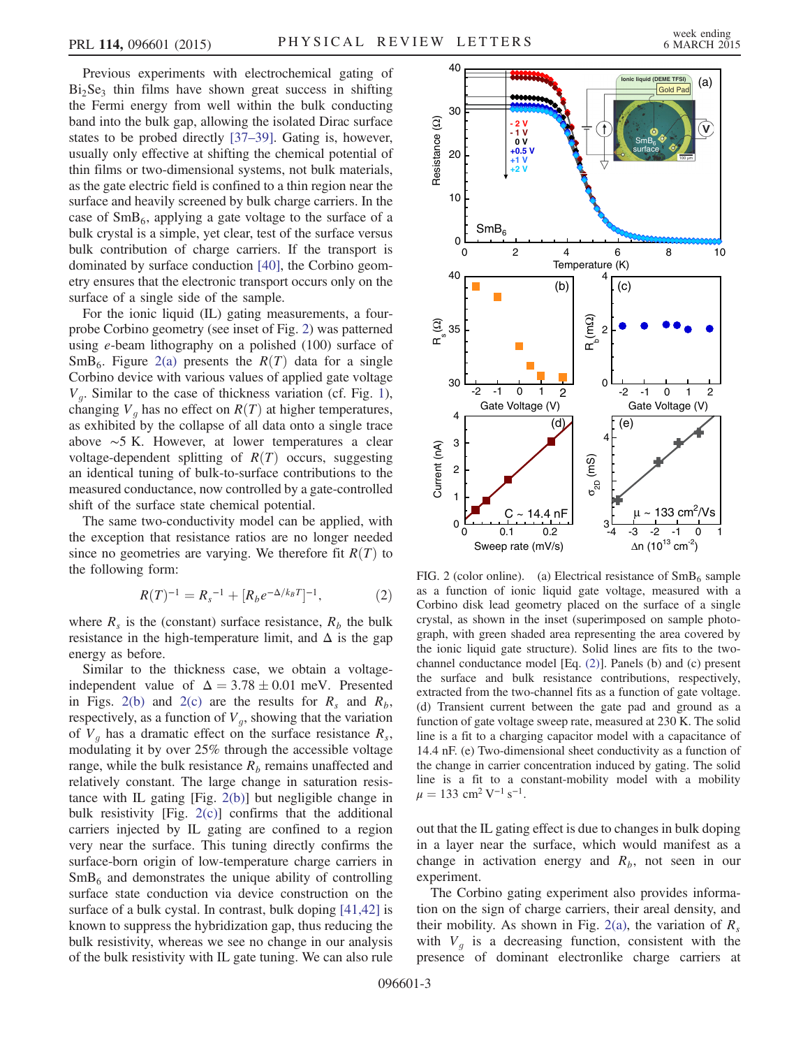Previous experiments with electrochemical gating of $Bi_2Se_3$ thin films have shown great success in shifting the Fermi energy from well within the bulk conducting band into the bulk gap, allowing the isolated Dirac surface states to be probed directly [37–39]. Gating is, however, usually only effective at shifting the chemical potential of thin films or two-dimensional systems, not bulk materials, as the gate electric field is confined to a thin region near the surface and heavily screened by bulk charge carriers. In the case of $SmB_6$, applying a gate voltage to the surface of a bulk crystal is a simple, yet clear, test of the surface versus bulk contribution of charge carriers. If the transport is dominated by surface conduction [40], the Corbino geometry ensures that the electronic transport occurs only on the surface of a single side of the sample.

For the ionic liquid (IL) gating measurements, a four-probe Corbino geometry (see inset of Fig. 2) was patterned using *e*-beam lithography on a polished (100) surface of $SmB_6$. Figure 2(a) presents the $R(T)$ data for a single Corbino device with various values of applied gate voltage $V_g$. Similar to the case of thickness variation (cf. Fig. 1), changing $V_g$ has no effect on $R(T)$ at higher temperatures, as exhibited by the collapse of all data onto a single trace above $\sim$5 K. However, at lower temperatures a clear voltage-dependent splitting of $R(T)$ occurs, suggesting an identical tuning of bulk-to-surface contributions to the measured conductance, now controlled by a gate-controlled shift of the surface state chemical potential.

The same two-conductivity model can be applied, with the exception that resistance ratios are no longer needed since no geometries are varying. We therefore fit $R(T)$ to the following form:

$$R(T)^{-1} = R_s^{-1} + [R_b e^{-\Delta/k_B T}]^{-1}, \tag{2}$$

where $R_s$ is the (constant) surface resistance, $R_b$ the bulk resistance in the high-temperature limit, and $\Delta$ is the gap energy as before.

Similar to the thickness case, we obtain a voltage-independent value of $\Delta = 3.78 \pm 0.01$ meV. Presented in Figs. 2(b) and 2(c) are the results for $R_s$ and $R_b$, respectively, as a function of $V_g$, showing that the variation of $V_g$ has a dramatic effect on the surface resistance $R_s$, modulating it by over 25% through the accessible voltage range, while the bulk resistance $R_b$ remains unaffected and relatively constant. The large change in saturation resistance with IL gating [Fig. 2(b)] but negligible change in bulk resistivity [Fig. 2(c)] confirms that the additional carriers injected by IL gating are confined to a region very near the surface. This tuning directly confirms the surface-born origin of low-temperature charge carriers in $SmB_6$ and demonstrates the unique ability of controlling surface state conduction via device construction on the surface of a bulk cystal. In contrast, bulk doping [41,42] is known to suppress the hybridization gap, thus reducing the bulk resistivity, whereas we see no change in our analysis of the bulk resistivity with IL gate tuning. We can also rule out that the IL gating effect is due to changes in bulk doping in a layer near the surface, which would manifest as a change in activation energy and $R_b$, not seen in our experiment.

FIG. 2 (color online). (a) Electrical resistance of $SmB_6$ sample as a function of ionic liquid gate voltage, measured with a Corbino disk lead geometry placed on the surface of a single crystal, as shown in the inset (superimposed on sample photograph, with green shaded area representing the area covered by the ionic liquid gate structure). Solid lines are fits to the two-channel conductance model [Eq. (2)]. Panels (b) and (c) present the surface and bulk resistance contributions, respectively, extracted from the two-channel fits as a function of gate voltage. (d) Transient current between the gate pad and ground as a function of gate voltage sweep rate, measured at 230 K. The solid line is a fit to a charging capacitor model with a capacitance of 14.4 nF. (e) Two-dimensional sheet conductivity as a function of the change in carrier concentration induced by gating. The solid line is a fit to a constant-mobility model with a mobility $\mu = 133$ cm$^2$ V$^{-1}$ s$^{-1}$.

The Corbino gating experiment also provides information on the sign of charge carriers, their areal density, and their mobility. As shown in Fig. 2(a), the variation of $R_s$ with $V_g$ is a decreasing function, consistent with the presence of dominant electronlike charge carriers at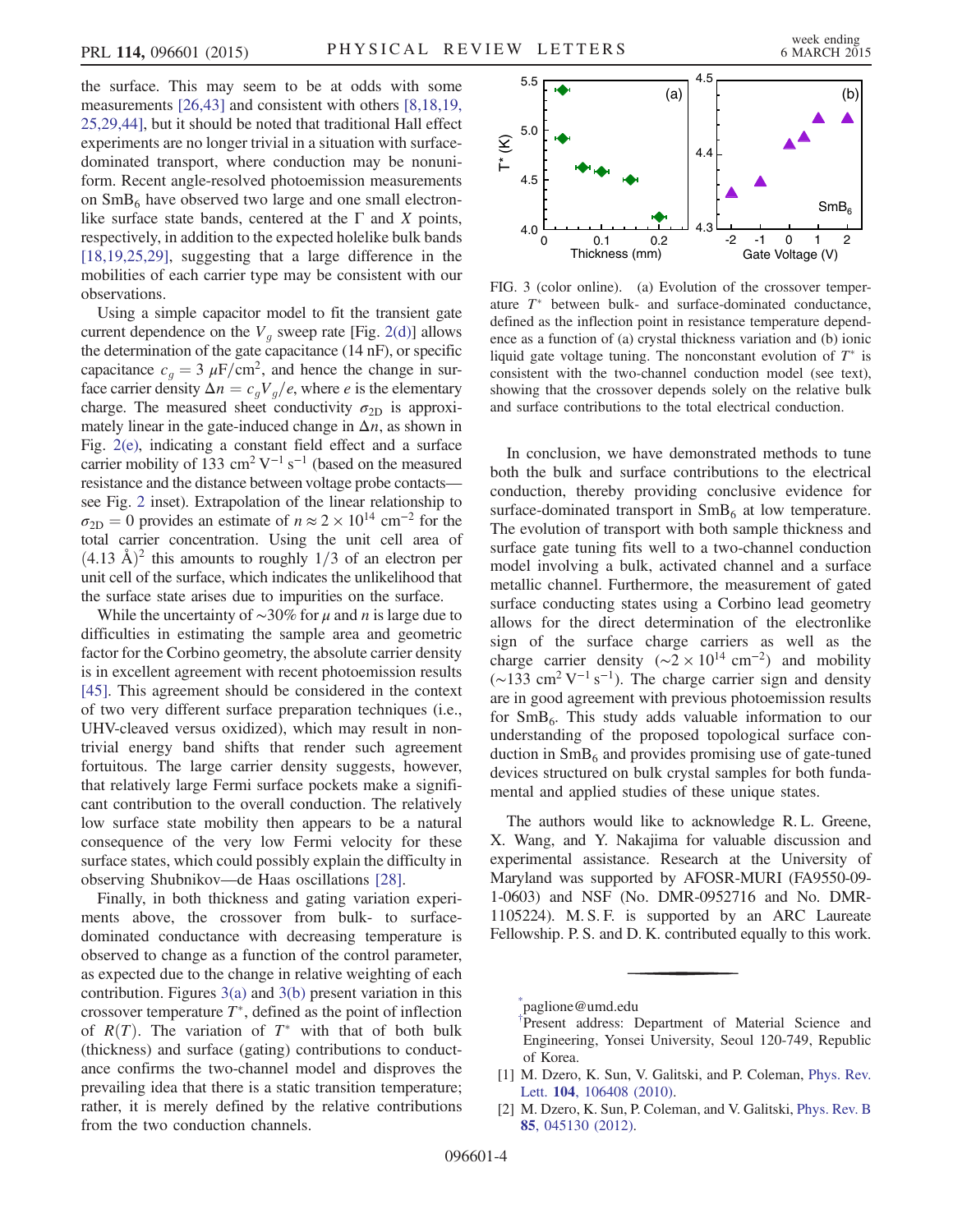the surface. This may seem to be at odds with some measurements [26,43] and consistent with others [8,18,19, 25,29,44], but it should be noted that traditional Hall effect experiments are no longer trivial in a situation with surface-dominated transport, where conduction may be nonuniform. Recent angle-resolved photoemission measurements on $SmB_6$ have observed two large and one small electron-like surface state bands, centered at the Γ and $X$ points, respectively, in addition to the expected holelike bulk bands [18,19,25,29], suggesting that a large difference in the mobilities of each carrier type may be consistent with our observations.

Using a simple capacitor model to fit the transient gate current dependence on the $V_g$ sweep rate [Fig. 2(d)] allows the determination of the gate capacitance (14 nF), or specific capacitance $c_g = 3\ \mu\mathrm{F/cm}^2$, and hence the change in surface carrier density $\Delta n = c_g V_g / e$, where $e$ is the elementary charge. The measured sheet conductivity $\sigma_{2D}$ is approximately linear in the gate-induced change in $\Delta n$, as shown in Fig. 2(e), indicating a constant field effect and a surface carrier mobility of 133 $\mathrm{cm^2\,V^{-1}\,s^{-1}}$ (based on the measured resistance and the distance between voltage probe contacts—see Fig. 2 inset). Extrapolation of the linear relationship to $\sigma_{2D} = 0$ provides an estimate of $n \approx 2 \times 10^{14}\ \mathrm{cm}^{-2}$ for the total carrier concentration. Using the unit cell area of $(4.13\ \text{Å})^2$ this amounts to roughly 1/3 of an electron per unit cell of the surface, which indicates the unlikelihood that the surface state arises due to impurities on the surface.

While the uncertainty of ∼30% for $\mu$ and $n$ is large due to difficulties in estimating the sample area and geometric factor for the Corbino geometry, the absolute carrier density is in excellent agreement with recent photoemission results [45]. This agreement should be considered in the context of two very different surface preparation techniques (i.e., UHV-cleaved versus oxidized), which may result in nontrivial energy band shifts that render such agreement fortuitous. The large carrier density suggests, however, that relatively large Fermi surface pockets make a significant contribution to the overall conduction. The relatively low surface state mobility then appears to be a natural consequence of the very low Fermi velocity for these surface states, which could possibly explain the difficulty in observing Shubnikov—de Haas oscillations [28].

Finally, in both thickness and gating variation experiments above, the crossover from bulk- to surface-dominated conductance with decreasing temperature is observed to change as a function of the control parameter, as expected due to the change in relative weighting of each contribution. Figures 3(a) and 3(b) present variation in this crossover temperature $T^*$, defined as the point of inflection of $R(T)$. The variation of $T^*$ with that of both bulk (thickness) and surface (gating) contributions to conductance confirms the two-channel model and disproves the prevailing idea that there is a static transition temperature; rather, it is merely defined by the relative contributions from the two conduction channels.

FIG. 3 (color online). (a) Evolution of the crossover temperature $T^*$ between bulk- and surface-dominated conductance, defined as the inflection point in resistance temperature dependence as a function of (a) crystal thickness variation and (b) ionic liquid gate voltage tuning. The nonconstant evolution of $T^*$ is consistent with the two-channel conduction model (see text), showing that the crossover depends solely on the relative bulk and surface contributions to the total electrical conduction.

In conclusion, we have demonstrated methods to tune both the bulk and surface contributions to the electrical conduction, thereby providing conclusive evidence for surface-dominated transport in $SmB_6$ at low temperature. The evolution of transport with both sample thickness and surface gate tuning fits well to a two-channel conduction model involving a bulk, activated channel and a surface metallic channel. Furthermore, the measurement of gated surface conducting states using a Corbino lead geometry allows for the direct determination of the electronlike sign of the surface charge carriers as well as the charge carrier density ($\sim 2 \times 10^{14}\ \mathrm{cm}^{-2}$) and mobility ($\sim 133\ \mathrm{cm^2\,V^{-1}\,s^{-1}}$). The charge carrier sign and density are in good agreement with previous photoemission results for $SmB_6$. This study adds valuable information to our understanding of the proposed topological surface conduction in $SmB_6$ and provides promising use of gate-tuned devices structured on bulk crystal samples for both fundamental and applied studies of these unique states.

The authors would like to acknowledge R. L. Greene, X. Wang, and Y. Nakajima for valuable discussion and experimental assistance. Research at the University of Maryland was supported by AFOSR-MURI (FA9550-09-1-0603) and NSF (No. DMR-0952716 and No. DMR-1105224). M. S. F. is supported by an ARC Laureate Fellowship. P. S. and D. K. contributed equally to this work.

---

[*] paglione@umd.edu

[†] Present address: Department of Material Science and Engineering, Yonsei University, Seoul 120-749, Republic of Korea.

[1] M. Dzero, K. Sun, V. Galitski, and P. Coleman, Phys. Rev. Lett. **104**, 106408 (2010).

[2] M. Dzero, K. Sun, P. Coleman, and V. Galitski, Phys. Rev. B **85**, 045130 (2012).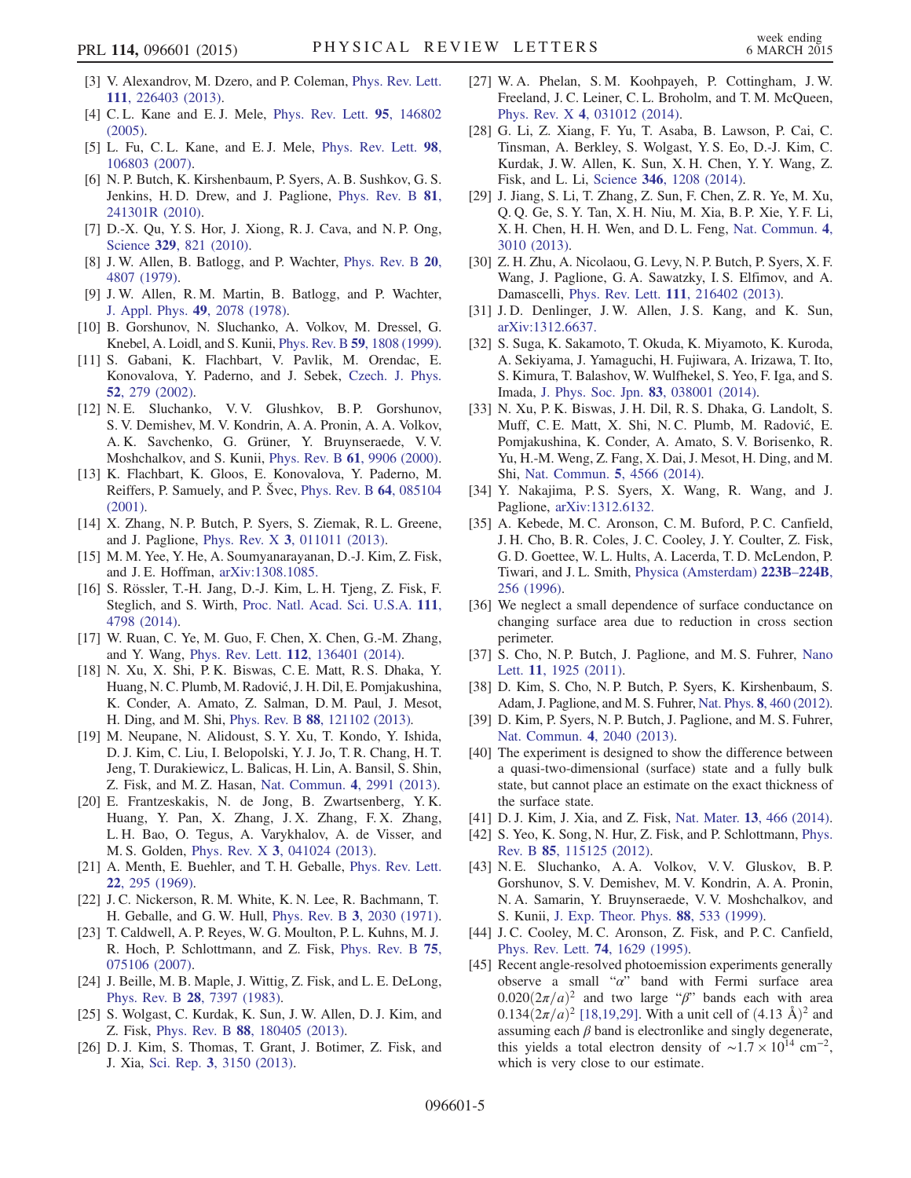[3] V. Alexandrov, M. Dzero, and P. Coleman, Phys. Rev. Lett. **111**, 226403 (2013).

[4] C. L. Kane and E. J. Mele, Phys. Rev. Lett. **95**, 146802 (2005).

[5] L. Fu, C. L. Kane, and E. J. Mele, Phys. Rev. Lett. **98**, 106803 (2007).

[6] N. P. Butch, K. Kirshenbaum, P. Syers, A. B. Sushkov, G. S. Jenkins, H. D. Drew, and J. Paglione, Phys. Rev. B **81**, 241301R (2010).

[7] D.-X. Qu, Y. S. Hor, J. Xiong, R. J. Cava, and N. P. Ong, Science **329**, 821 (2010).

[8] J. W. Allen, B. Batlogg, and P. Wachter, Phys. Rev. B **20**, 4807 (1979).

[9] J. W. Allen, R. M. Martin, B. Batlogg, and P. Wachter, J. Appl. Phys. **49**, 2078 (1978).

[10] B. Gorshunov, N. Sluchanko, A. Volkov, M. Dressel, G. Knebel, A. Loidl, and S. Kunii, Phys. Rev. B **59**, 1808 (1999).

[11] S. Gabani, K. Flachbart, V. Pavlik, M. Orendac, E. Konovalova, Y. Paderno, and J. Sebek, Czech. J. Phys. **52**, 279 (2002).

[12] N. E. Sluchanko, V. V. Glushkov, B. P. Gorshunov, S. V. Demishev, M. V. Kondrin, A. A. Pronin, A. A. Volkov, A. K. Savchenko, G. Grüner, Y. Bruynseraede, V. V. Moshchalkov, and S. Kunii, Phys. Rev. B **61**, 9906 (2000).

[13] K. Flachbart, K. Gloos, E. Konovalova, Y. Paderno, M. Reiffers, P. Samuely, and P. Švec, Phys. Rev. B **64**, 085104 (2001).

[14] X. Zhang, N. P. Butch, P. Syers, S. Ziemak, R. L. Greene, and J. Paglione, Phys. Rev. X **3**, 011011 (2013).

[15] M. M. Yee, Y. He, A. Soumyanarayanan, D.-J. Kim, Z. Fisk, and J. E. Hoffman, arXiv:1308.1085.

[16] S. Rössler, T.-H. Jang, D.-J. Kim, L. H. Tjeng, Z. Fisk, F. Steglich, and S. Wirth, Proc. Natl. Acad. Sci. U.S.A. **111**, 4798 (2014).

[17] W. Ruan, C. Ye, M. Guo, F. Chen, X. Chen, G.-M. Zhang, and Y. Wang, Phys. Rev. Lett. **112**, 136401 (2014).

[18] N. Xu, X. Shi, P. K. Biswas, C. E. Matt, R. S. Dhaka, Y. Huang, N. C. Plumb, M. Radović, J. H. Dil, E. Pomjakushina, K. Conder, A. Amato, Z. Salman, D. M. Paul, J. Mesot, H. Ding, and M. Shi, Phys. Rev. B **88**, 121102 (2013).

[19] M. Neupane, N. Alidoust, S. Y. Xu, T. Kondo, Y. Ishida, D. J. Kim, C. Liu, I. Belopolski, Y. J. Jo, T. R. Chang, H. T. Jeng, T. Durakiewicz, L. Balicas, H. Lin, A. Bansil, S. Shin, Z. Fisk, and M. Z. Hasan, Nat. Commun. **4**, 2991 (2013).

[20] E. Frantzeskakis, N. de Jong, B. Zwartsenberg, Y. K. Huang, Y. Pan, X. Zhang, J. X. Zhang, F. X. Zhang, L. H. Bao, O. Tegus, A. Varykhalov, A. de Visser, and M. S. Golden, Phys. Rev. X **3**, 041024 (2013).

[21] A. Menth, E. Buehler, and T. H. Geballe, Phys. Rev. Lett. **22**, 295 (1969).

[22] J. C. Nickerson, R. M. White, K. N. Lee, R. Bachmann, T. H. Geballe, and G. W. Hull, Phys. Rev. B **3**, 2030 (1971).

[23] T. Caldwell, A. P. Reyes, W. G. Moulton, P. L. Kuhns, M. J. R. Hoch, P. Schlottmann, and Z. Fisk, Phys. Rev. B **75**, 075106 (2007).

[24] J. Beille, M. B. Maple, J. Wittig, Z. Fisk, and L. E. DeLong, Phys. Rev. B **28**, 7397 (1983).

[25] S. Wolgast, C. Kurdak, K. Sun, J. W. Allen, D. J. Kim, and Z. Fisk, Phys. Rev. B **88**, 180405 (2013).

[26] D. J. Kim, S. Thomas, T. Grant, J. Botimer, Z. Fisk, and J. Xia, Sci. Rep. **3**, 3150 (2013).

[27] W. A. Phelan, S. M. Koohpayeh, P. Cottingham, J. W. Freeland, J. C. Leiner, C. L. Broholm, and T. M. McQueen, Phys. Rev. X **4**, 031012 (2014).

[28] G. Li, Z. Xiang, F. Yu, T. Asaba, B. Lawson, P. Cai, C. Tinsman, A. Berkley, S. Wolgast, Y. S. Eo, D.-J. Kim, C. Kurdak, J. W. Allen, K. Sun, X. H. Chen, Y. Y. Wang, Z. Fisk, and L. Li, Science **346**, 1208 (2014).

[29] J. Jiang, S. Li, T. Zhang, Z. Sun, F. Chen, Z. R. Ye, M. Xu, Q. Q. Ge, S. Y. Tan, X. H. Niu, M. Xia, B. P. Xie, Y. F. Li, X. H. Chen, H. H. Wen, and D. L. Feng, Nat. Commun. **4**, 3010 (2013).

[30] Z. H. Zhu, A. Nicolaou, G. Levy, N. P. Butch, P. Syers, X. F. Wang, J. Paglione, G. A. Sawatzky, I. S. Elfimov, and A. Damascelli, Phys. Rev. Lett. **111**, 216402 (2013).

[31] J. D. Denlinger, J. W. Allen, J. S. Kang, and K. Sun, arXiv:1312.6637.

[32] S. Suga, K. Sakamoto, T. Okuda, K. Miyamoto, K. Kuroda, A. Sekiyama, J. Yamaguchi, H. Fujiwara, A. Irizawa, T. Ito, S. Kimura, T. Balashov, W. Wulfhekel, S. Yeo, F. Iga, and S. Imada, J. Phys. Soc. Jpn. **83**, 038001 (2014).

[33] N. Xu, P. K. Biswas, J. H. Dil, R. S. Dhaka, G. Landolt, S. Muff, C. E. Matt, X. Shi, N. C. Plumb, M. Radović, E. Pomjakushina, K. Conder, A. Amato, S. V. Borisenko, R. Yu, H.-M. Weng, Z. Fang, X. Dai, J. Mesot, H. Ding, and M. Shi, Nat. Commun. **5**, 4566 (2014).

[34] Y. Nakajima, P. S. Syers, X. Wang, R. Wang, and J. Paglione, arXiv:1312.6132.

[35] A. Kebede, M. C. Aronson, C. M. Buford, P. C. Canfield, J. H. Cho, B. R. Coles, J. C. Cooley, J. Y. Coulter, Z. Fisk, G. D. Goettee, W. L. Hults, A. Lacerda, T. D. McLendon, P. Tiwari, and J. L. Smith, Physica (Amsterdam) **223B–224B**, 256 (1996).

[36] We neglect a small dependence of surface conductance on changing surface area due to reduction in cross section perimeter.

[37] S. Cho, N. P. Butch, J. Paglione, and M. S. Fuhrer, Nano Lett. **11**, 1925 (2011).

[38] D. Kim, S. Cho, N. P. Butch, P. Syers, K. Kirshenbaum, S. Adam, J. Paglione, and M. S. Fuhrer, Nat. Phys. **8**, 460 (2012).

[39] D. Kim, P. Syers, N. P. Butch, J. Paglione, and M. S. Fuhrer, Nat. Commun. **4**, 2040 (2013).

[40] The experiment is designed to show the difference between a quasi-two-dimensional (surface) state and a fully bulk state, but cannot place an estimate on the exact thickness of the surface state.

[41] D. J. Kim, J. Xia, and Z. Fisk, Nat. Mater. **13**, 466 (2014).

[42] S. Yeo, K. Song, N. Hur, Z. Fisk, and P. Schlottmann, Phys. Rev. B **85**, 115125 (2012).

[43] N. E. Sluchanko, A. A. Volkov, V. V. Gluskov, B. P. Gorshunov, S. V. Demishev, M. V. Kondrin, A. A. Pronin, N. A. Samarin, Y. Bruynseraede, V. V. Moshchalkov, and S. Kunii, J. Exp. Theor. Phys. **88**, 533 (1999).

[44] J. C. Cooley, M. C. Aronson, Z. Fisk, and P. C. Canfield, Phys. Rev. Lett. **74**, 1629 (1995).

[45] Recent angle-resolved photoemission experiments generally observe a small "$\alpha$" band with Fermi surface area $0.020(2\pi/a)^2$ and two large "$\beta$" bands each with area $0.134(2\pi/a)^2$ [18,19,29]. With a unit cell of $(4.13\ \text{Å})^2$ and assuming each $\beta$ band is electronlike and singly degenerate, this yields a total electron density of $\sim 1.7 \times 10^{14}\ \text{cm}^{-2}$, which is very close to our estimate.